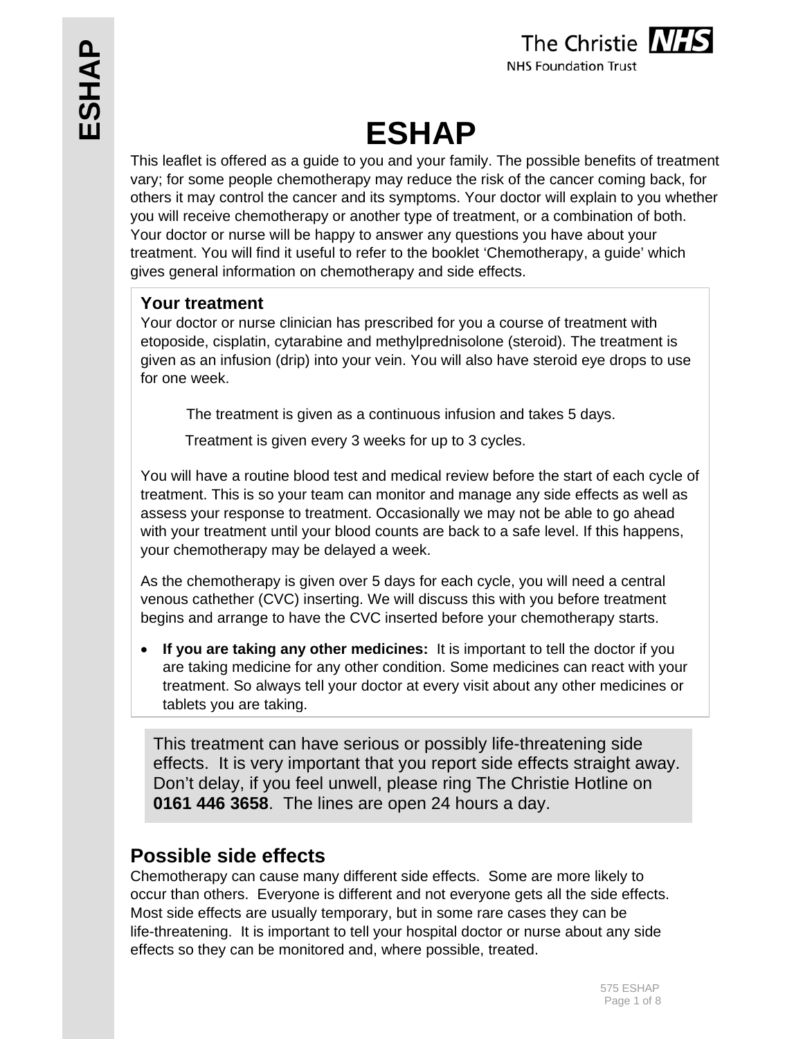# ESHAP

This leaflet is offered as a guide to you and your family. The possible benefits of treatment vary; for some people chemotherapy may reduce the risk of the cancer coming back, for others it may control the cancer and its symptoms. Your doctor will explain to you whether you will receive chemotherapy or another type of treatment, or a combination of both. Your doctor or nurse will be happy to answer any questions you have about your treatment. You will find it useful to refer to the booklet 'Chemotherapy, a guide' which gives general information on chemotherapy and side effects.

## Your treatment

Your doctor or nurse clinician has prescribed for you a course of treatment with etoposide, cisplatin, cytarabine and methylprednisolone (steroid). The treatment is given as an infusion (drip) into your vein. You will also have steroid eye drops to use for one week.

The treatment is given as a continuous infusion and takes 5 days.

Treatment is given every 3 weeks for up to 3 cycles.

You will have a routine blood test and medical review before the start of each cycle of treatment. This is so your team can monitor and manage any side effects as well as assess your response to treatment. Occasionally we may not be able to go ahead with your treatment until your blood counts are back to a safe level. If this happens, your chemotherapy may be delayed a week.

As the chemotherapy is given over 5 days for each cycle, you will need a central venous cathether (CVC) inserting. We will discuss this with you before treatment begins and arrange to have the CVC inserted before your chemotherapy starts.

- **If you are taking any other medicines:** It is important to tell the doctor if you are taking medicine for any other condition. Some medicines can react with your treatment. So always tell your doctor at every visit about any other medicines or tablets you are taking.

This treatment can have serious or possibly life-threatening side effects. It is very important that you report side effects straight away. Don't delay, if you feel unwell, please ring The Christie Hotline on **0161 446 3658**. The lines are open 24 hours a day.

## Possible side effects

Chemotherapy can cause many different side effects. Some are more likely to occur than others. Everyone is different and not everyone gets all the side effects. Most side effects are usually temporary, but in some rare cases they can be life-threatening. It is important to tell your hospital doctor or nurse about any side effects so they can be monitored and, where possible, treated.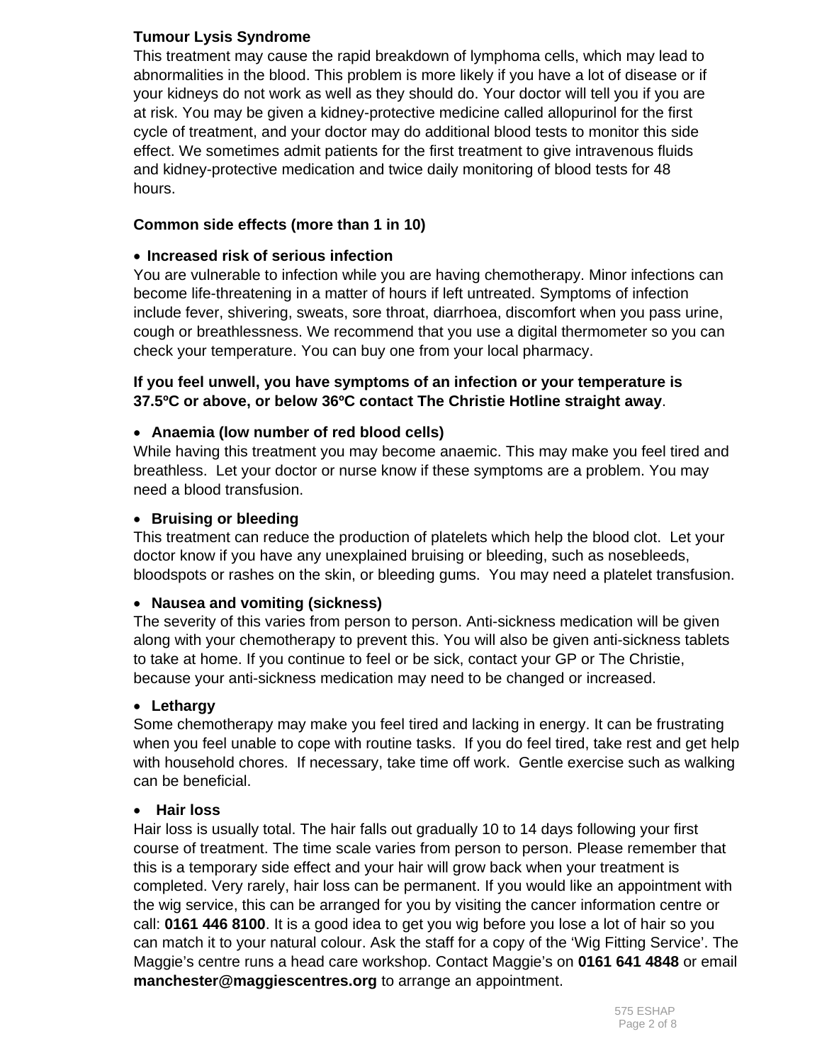**Tumour Lysis Syndrome**

This treatment may cause the rapid breakdown of lymphoma cells, which may lead to abnormalities in the blood. This problem is more likely if you have a lot of disease or if your kidneys do not work as well as they should do. Your doctor will tell you if you are at risk. You may be given a kidney-protective medicine called allopurinol for the first cycle of treatment, and your doctor may do additional blood tests to monitor this side effect. We sometimes admit patients for the first treatment to give intravenous fluids and kidney-protective medication and twice daily monitoring of blood tests for 48 hours.

**Common side effects (more than 1 in 10)**

- **Increased risk of serious infection**

You are vulnerable to infection while you are having chemotherapy. Minor infections can become life-threatening in a matter of hours if left untreated. Symptoms of infection include fever, shivering, sweats, sore throat, diarrhoea, discomfort when you pass urine, cough or breathlessness. We recommend that you use a digital thermometer so you can check your temperature. You can buy one from your local pharmacy.

**If you feel unwell, you have symptoms of an infection or your temperature is 37.5ºC or above, or below 36ºC contact The Christie Hotline straight away**.

- **Anaemia (low number of red blood cells)**

While having this treatment you may become anaemic. This may make you feel tired and breathless. Let your doctor or nurse know if these symptoms are a problem. You may need a blood transfusion.

- **Bruising or bleeding**

This treatment can reduce the production of platelets which help the blood clot. Let your doctor know if you have any unexplained bruising or bleeding, such as nosebleeds, bloodspots or rashes on the skin, or bleeding gums. You may need a platelet transfusion.

- **Nausea and vomiting (sickness)**

The severity of this varies from person to person. Anti-sickness medication will be given along with your chemotherapy to prevent this. You will also be given anti-sickness tablets to take at home. If you continue to feel or be sick, contact your GP or The Christie, because your anti-sickness medication may need to be changed or increased.

- **Lethargy**

Some chemotherapy may make you feel tired and lacking in energy. It can be frustrating when you feel unable to cope with routine tasks. If you do feel tired, take rest and get help with household chores. If necessary, take time off work. Gentle exercise such as walking can be beneficial.

- **Hair loss**

Hair loss is usually total. The hair falls out gradually 10 to 14 days following your first course of treatment. The time scale varies from person to person. Please remember that this is a temporary side effect and your hair will grow back when your treatment is completed. Very rarely, hair loss can be permanent. If you would like an appointment with the wig service, this can be arranged for you by visiting the cancer information centre or call: **0161 446 8100**. It is a good idea to get you wig before you lose a lot of hair so you can match it to your natural colour. Ask the staff for a copy of the 'Wig Fitting Service'. The Maggie's centre runs a head care workshop. Contact Maggie's on **0161 641 4848** or email **manchester@maggiescentres.org** to arrange an appointment.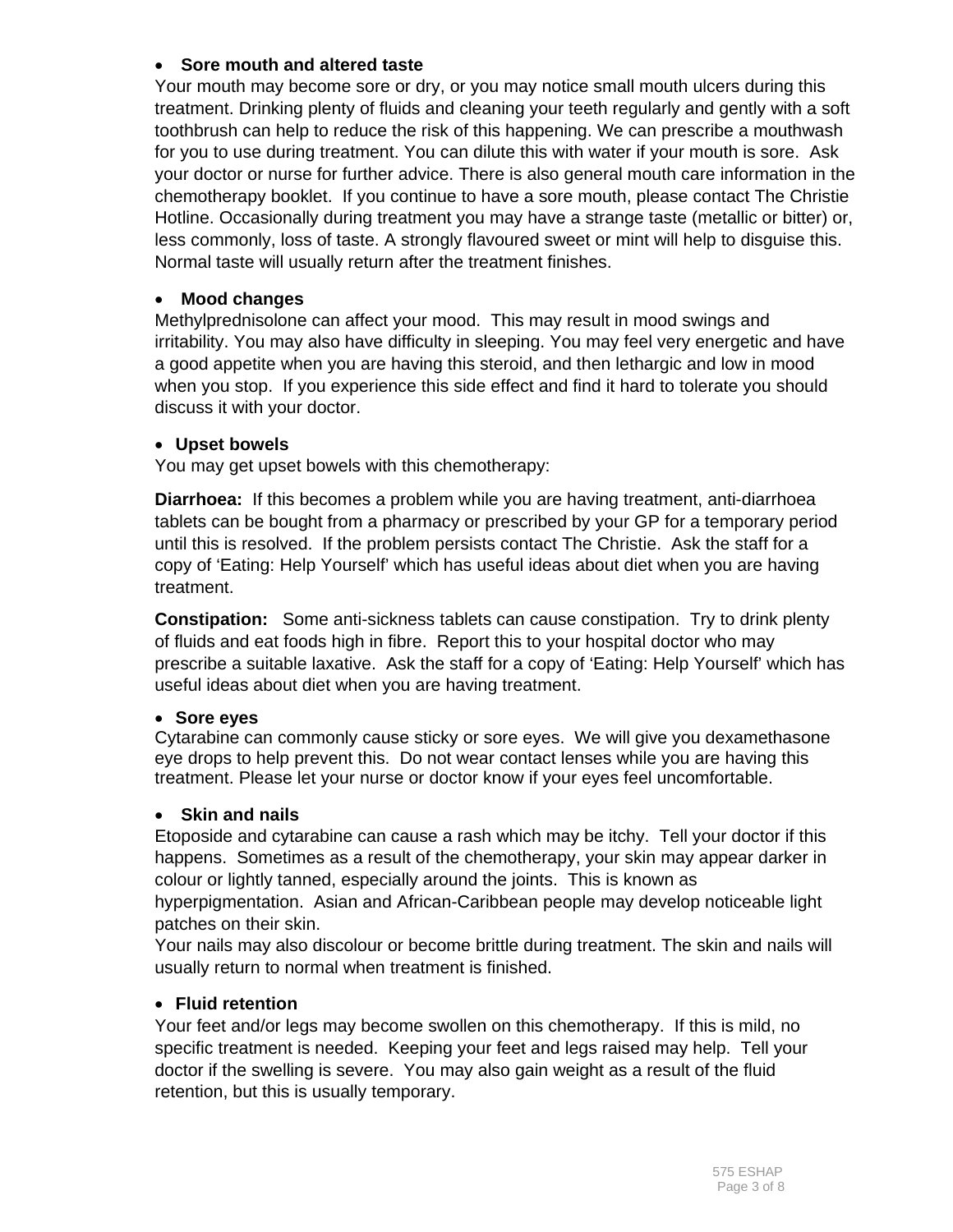- **Sore mouth and altered taste**

Your mouth may become sore or dry, or you may notice small mouth ulcers during this treatment. Drinking plenty of fluids and cleaning your teeth regularly and gently with a soft toothbrush can help to reduce the risk of this happening. We can prescribe a mouthwash for you to use during treatment. You can dilute this with water if your mouth is sore. Ask your doctor or nurse for further advice. There is also general mouth care information in the chemotherapy booklet. If you continue to have a sore mouth, please contact The Christie Hotline. Occasionally during treatment you may have a strange taste (metallic or bitter) or, less commonly, loss of taste. A strongly flavoured sweet or mint will help to disguise this. Normal taste will usually return after the treatment finishes.

- **Mood changes**

Methylprednisolone can affect your mood. This may result in mood swings and irritability. You may also have difficulty in sleeping. You may feel very energetic and have a good appetite when you are having this steroid, and then lethargic and low in mood when you stop. If you experience this side effect and find it hard to tolerate you should discuss it with your doctor.

- **Upset bowels**

You may get upset bowels with this chemotherapy:

**Diarrhoea:** If this becomes a problem while you are having treatment, anti-diarrhoea tablets can be bought from a pharmacy or prescribed by your GP for a temporary period until this is resolved. If the problem persists contact The Christie. Ask the staff for a copy of 'Eating: Help Yourself' which has useful ideas about diet when you are having treatment.

**Constipation:** Some anti-sickness tablets can cause constipation. Try to drink plenty of fluids and eat foods high in fibre. Report this to your hospital doctor who may prescribe a suitable laxative. Ask the staff for a copy of 'Eating: Help Yourself' which has useful ideas about diet when you are having treatment.

- **Sore eyes**

Cytarabine can commonly cause sticky or sore eyes. We will give you dexamethasone eye drops to help prevent this. Do not wear contact lenses while you are having this treatment. Please let your nurse or doctor know if your eyes feel uncomfortable.

- **Skin and nails**

Etoposide and cytarabine can cause a rash which may be itchy. Tell your doctor if this happens. Sometimes as a result of the chemotherapy, your skin may appear darker in colour or lightly tanned, especially around the joints. This is known as hyperpigmentation. Asian and African-Caribbean people may develop noticeable light patches on their skin.
Your nails may also discolour or become brittle during treatment. The skin and nails will usually return to normal when treatment is finished.

- **Fluid retention**

Your feet and/or legs may become swollen on this chemotherapy. If this is mild, no specific treatment is needed. Keeping your feet and legs raised may help. Tell your doctor if the swelling is severe. You may also gain weight as a result of the fluid retention, but this is usually temporary.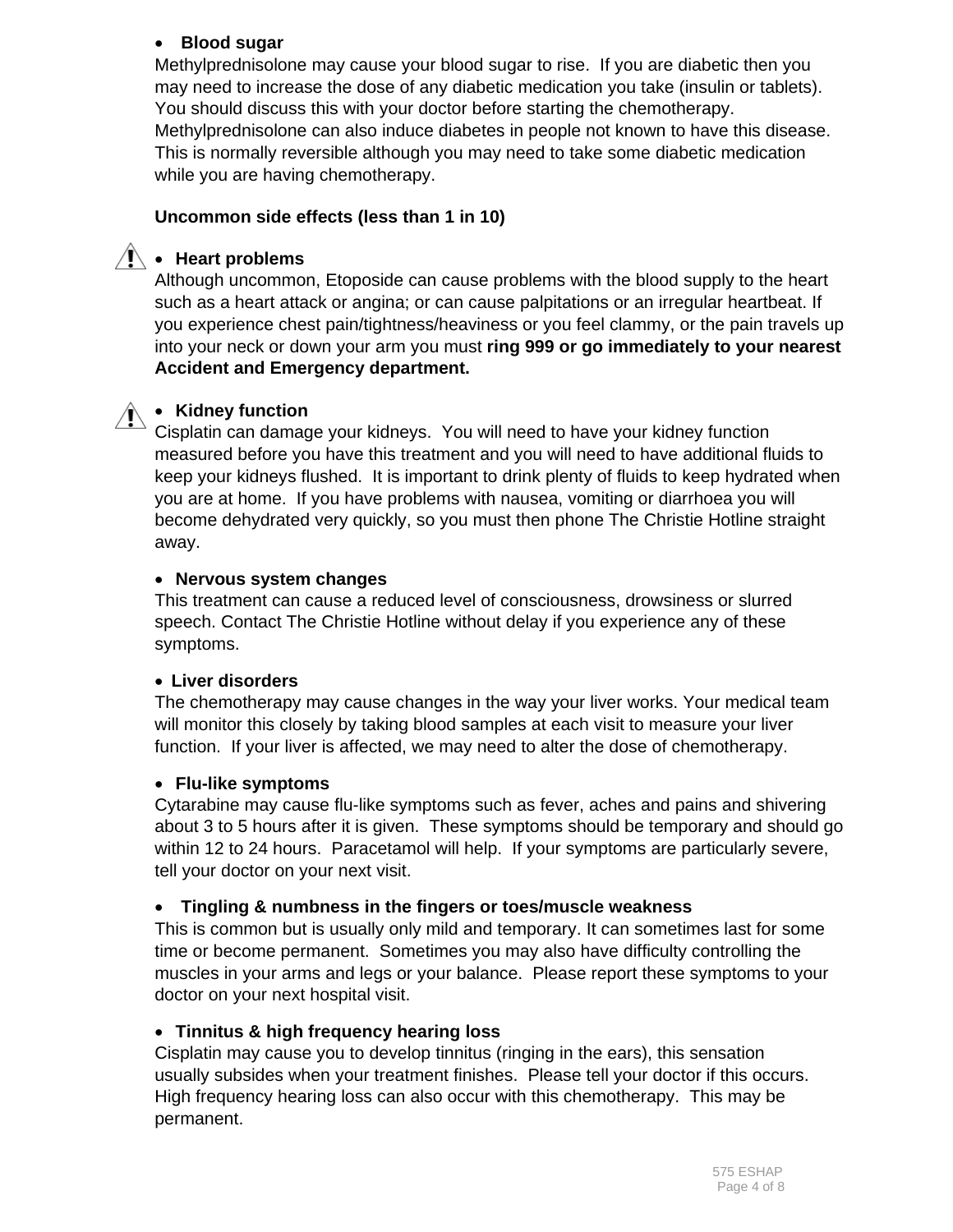- **Blood sugar**

Methylprednisolone may cause your blood sugar to rise. If you are diabetic then you may need to increase the dose of any diabetic medication you take (insulin or tablets). You should discuss this with your doctor before starting the chemotherapy. Methylprednisolone can also induce diabetes in people not known to have this disease. This is normally reversible although you may need to take some diabetic medication while you are having chemotherapy.

**Uncommon side effects (less than 1 in 10)**

- ⚠ **Heart problems**

Although uncommon, Etoposide can cause problems with the blood supply to the heart such as a heart attack or angina; or can cause palpitations or an irregular heartbeat. If you experience chest pain/tightness/heaviness or you feel clammy, or the pain travels up into your neck or down your arm you must **ring 999 or go immediately to your nearest Accident and Emergency department.**

- ⚠ **Kidney function**

Cisplatin can damage your kidneys. You will need to have your kidney function measured before you have this treatment and you will need to have additional fluids to keep your kidneys flushed. It is important to drink plenty of fluids to keep hydrated when you are at home. If you have problems with nausea, vomiting or diarrhoea you will become dehydrated very quickly, so you must then phone The Christie Hotline straight away.

- **Nervous system changes**

This treatment can cause a reduced level of consciousness, drowsiness or slurred speech. Contact The Christie Hotline without delay if you experience any of these symptoms.

- **Liver disorders**

The chemotherapy may cause changes in the way your liver works. Your medical team will monitor this closely by taking blood samples at each visit to measure your liver function. If your liver is affected, we may need to alter the dose of chemotherapy.

- **Flu-like symptoms**

Cytarabine may cause flu-like symptoms such as fever, aches and pains and shivering about 3 to 5 hours after it is given. These symptoms should be temporary and should go within 12 to 24 hours. Paracetamol will help. If your symptoms are particularly severe, tell your doctor on your next visit.

- **Tingling & numbness in the fingers or toes/muscle weakness**

This is common but is usually only mild and temporary. It can sometimes last for some time or become permanent. Sometimes you may also have difficulty controlling the muscles in your arms and legs or your balance. Please report these symptoms to your doctor on your next hospital visit.

- **Tinnitus & high frequency hearing loss**

Cisplatin may cause you to develop tinnitus (ringing in the ears), this sensation usually subsides when your treatment finishes. Please tell your doctor if this occurs. High frequency hearing loss can also occur with this chemotherapy. This may be permanent.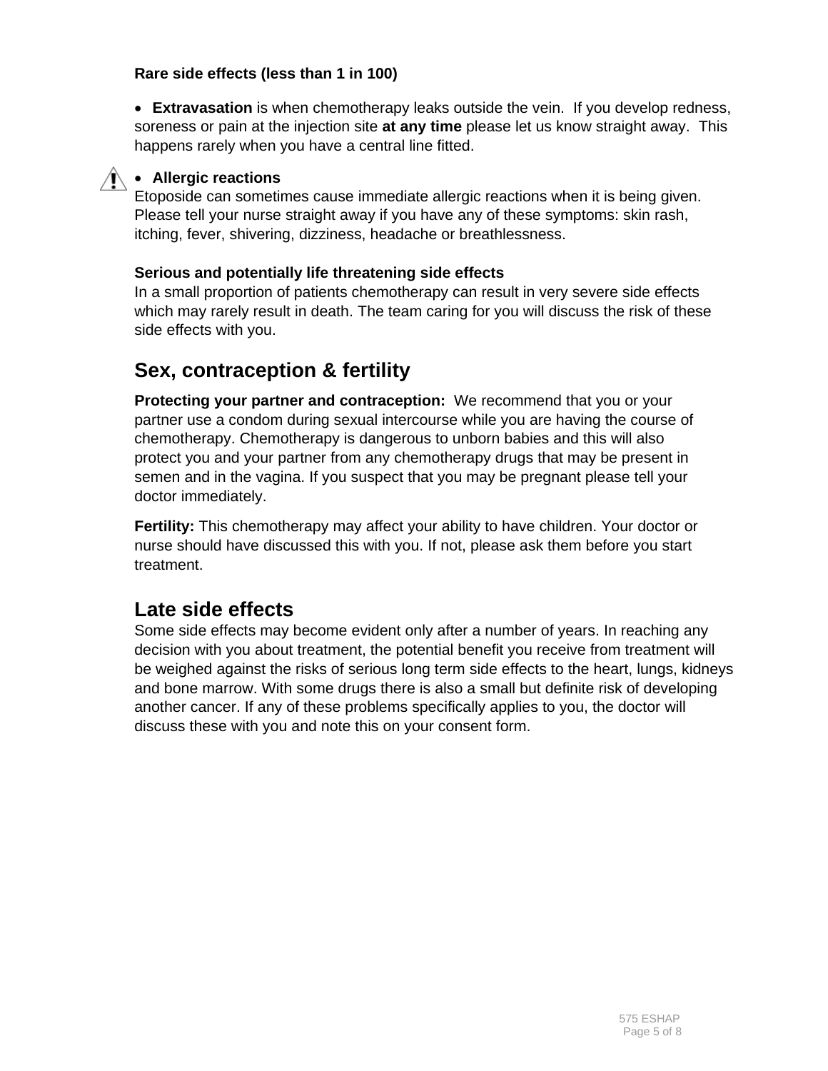**Rare side effects (less than 1 in 100)**

- **Extravasation** is when chemotherapy leaks outside the vein. If you develop redness, soreness or pain at the injection site **at any time** please let us know straight away. This happens rarely when you have a central line fitted.

- **Allergic reactions**

Etoposide can sometimes cause immediate allergic reactions when it is being given. Please tell your nurse straight away if you have any of these symptoms: skin rash, itching, fever, shivering, dizziness, headache or breathlessness.

**Serious and potentially life threatening side effects**

In a small proportion of patients chemotherapy can result in very severe side effects which may rarely result in death. The team caring for you will discuss the risk of these side effects with you.

## Sex, contraception & fertility

**Protecting your partner and contraception:** We recommend that you or your partner use a condom during sexual intercourse while you are having the course of chemotherapy. Chemotherapy is dangerous to unborn babies and this will also protect you and your partner from any chemotherapy drugs that may be present in semen and in the vagina. If you suspect that you may be pregnant please tell your doctor immediately.

**Fertility:** This chemotherapy may affect your ability to have children. Your doctor or nurse should have discussed this with you. If not, please ask them before you start treatment.

## Late side effects

Some side effects may become evident only after a number of years. In reaching any decision with you about treatment, the potential benefit you receive from treatment will be weighed against the risks of serious long term side effects to the heart, lungs, kidneys and bone marrow. With some drugs there is also a small but definite risk of developing another cancer. If any of these problems specifically applies to you, the doctor will discuss these with you and note this on your consent form.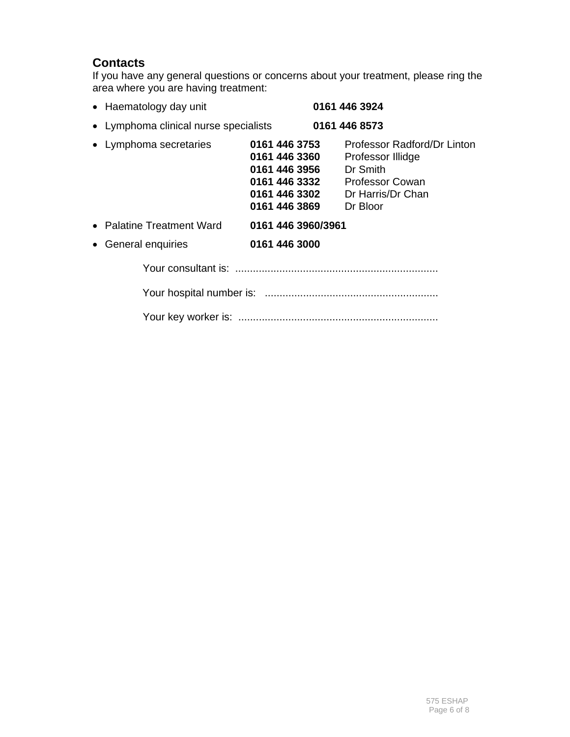## Contacts

If you have any general questions or concerns about your treatment, please ring the area where you are having treatment:

- Haematology day unit **0161 446 3924**
- Lymphoma clinical nurse specialists **0161 446 8573**
- Lymphoma secretaries
  - **0161 446 3753** Professor Radford/Dr Linton
  - **0161 446 3360** Professor Illidge
  - **0161 446 3956** Dr Smith
  - **0161 446 3332** Professor Cowan
  - **0161 446 3302** Dr Harris/Dr Chan
  - **0161 446 3869** Dr Bloor
- Palatine Treatment Ward **0161 446 3960/3961**
- General enquiries **0161 446 3000**

Your consultant is: ....................................................................

Your hospital number is: ..........................................................

Your key worker is: ...................................................................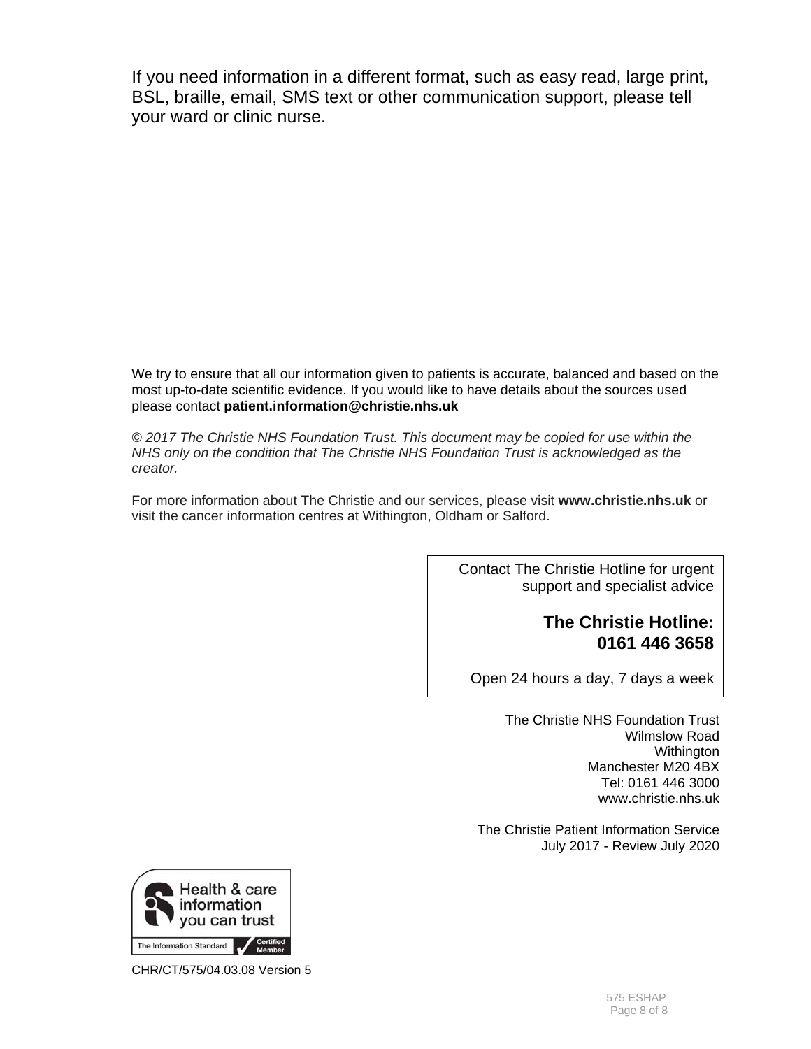If you need information in a different format, such as easy read, large print, BSL, braille, email, SMS text or other communication support, please tell your ward or clinic nurse.

We try to ensure that all our information given to patients is accurate, balanced and based on the most up-to-date scientific evidence. If you would like to have details about the sources used please contact **patient.information@christie.nhs.uk**

*© 2017 The Christie NHS Foundation Trust. This document may be copied for use within the NHS only on the condition that The Christie NHS Foundation Trust is acknowledged as the creator.*

For more information about The Christie and our services, please visit **www.christie.nhs.uk** or visit the cancer information centres at Withington, Oldham or Salford.

Contact The Christie Hotline for urgent support and specialist advice

**The Christie Hotline: 0161 446 3658**

Open 24 hours a day, 7 days a week

The Christie NHS Foundation Trust
Wilmslow Road
Withington
Manchester M20 4BX
Tel: 0161 446 3000
www.christie.nhs.uk

The Christie Patient Information Service
July 2017 - Review July 2020

Health & care information you can trust
The Information Standard Certified Member

CHR/CT/575/04.03.08 Version 5

575 ESHAP